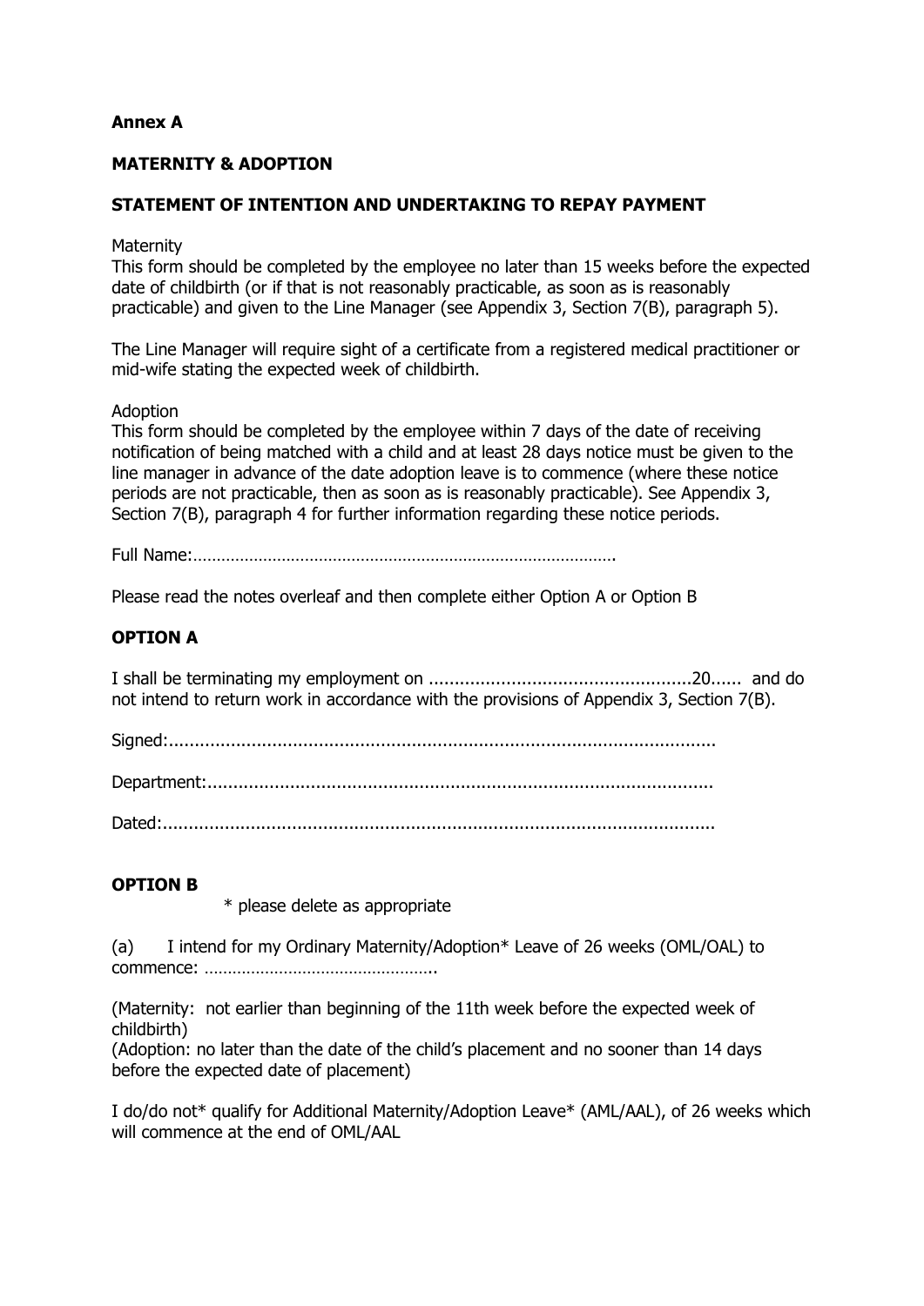**Annex A**

**MATERNITY & ADOPTION**

**STATEMENT OF INTENTION AND UNDERTAKING TO REPAY PAYMENT**

Maternity
This form should be completed by the employee no later than 15 weeks before the expected date of childbirth (or if that is not reasonably practicable, as soon as is reasonably practicable) and given to the Line Manager (see Appendix 3, Section 7(B), paragraph 5).

The Line Manager will require sight of a certificate from a registered medical practitioner or mid-wife stating the expected week of childbirth.

Adoption
This form should be completed by the employee within 7 days of the date of receiving notification of being matched with a child and at least 28 days notice must be given to the line manager in advance of the date adoption leave is to commence (where these notice periods are not practicable, then as soon as is reasonably practicable). See Appendix 3, Section 7(B), paragraph 4 for further information regarding these notice periods.

Full Name:……………………………………………………………………………….

Please read the notes overleaf and then complete either Option A or Option B

**OPTION A**

I shall be terminating my employment on ..................................................20...... and do not intend to return work in accordance with the provisions of Appendix 3, Section 7(B).

Signed:..........................................................................................................

Department:.................................................................................................

Dated:...........................................................................................................

**OPTION B**

\* please delete as appropriate

(a) I intend for my Ordinary Maternity/Adoption* Leave of 26 weeks (OML/OAL) to commence: …………………………………………..

(Maternity: not earlier than beginning of the 11th week before the expected week of childbirth)
(Adoption: no later than the date of the child's placement and no sooner than 14 days before the expected date of placement)

I do/do not* qualify for Additional Maternity/Adoption Leave* (AML/AAL), of 26 weeks which will commence at the end of OML/AAL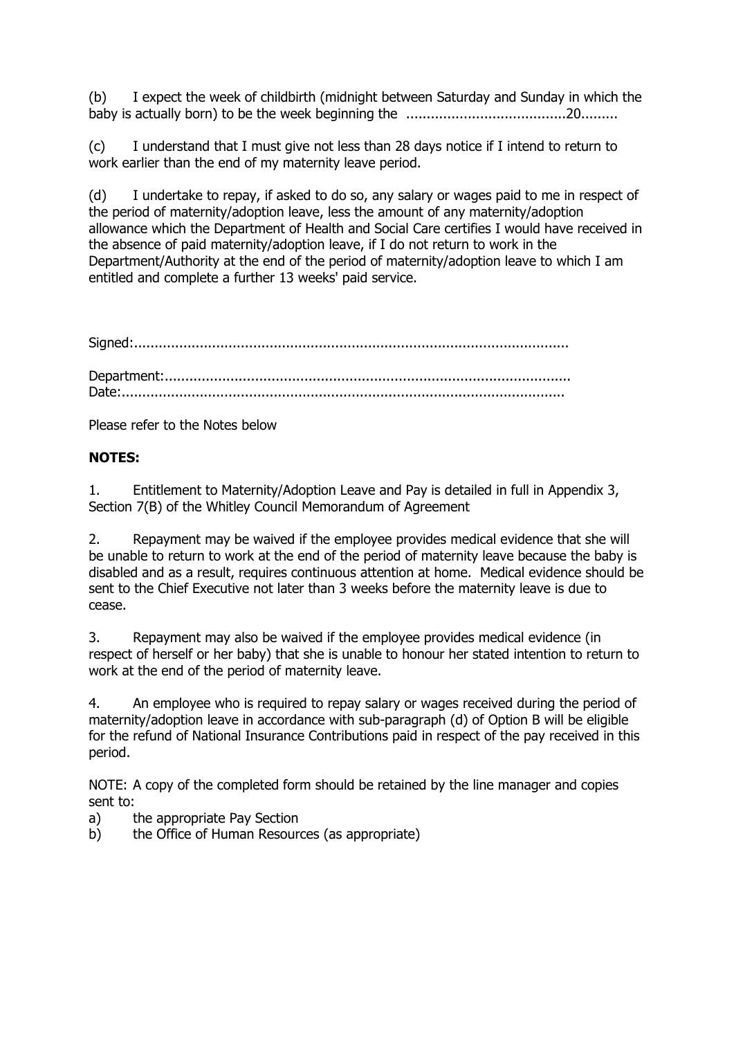(b) I expect the week of childbirth (midnight between Saturday and Sunday in which the baby is actually born) to be the week beginning the .......................................20.........

(c) I understand that I must give not less than 28 days notice if I intend to return to work earlier than the end of my maternity leave period.

(d) I undertake to repay, if asked to do so, any salary or wages paid to me in respect of the period of maternity/adoption leave, less the amount of any maternity/adoption allowance which the Department of Health and Social Care certifies I would have received in the absence of paid maternity/adoption leave, if I do not return to work in the Department/Authority at the end of the period of maternity/adoption leave to which I am entitled and complete a further 13 weeks' paid service.

Signed:..........................................................................................................

Department:...................................................................................................
Date:............................................................................................................

Please refer to the Notes below

**NOTES:**

1. Entitlement to Maternity/Adoption Leave and Pay is detailed in full in Appendix 3, Section 7(B) of the Whitley Council Memorandum of Agreement

2. Repayment may be waived if the employee provides medical evidence that she will be unable to return to work at the end of the period of maternity leave because the baby is disabled and as a result, requires continuous attention at home. Medical evidence should be sent to the Chief Executive not later than 3 weeks before the maternity leave is due to cease.

3. Repayment may also be waived if the employee provides medical evidence (in respect of herself or her baby) that she is unable to honour her stated intention to return to work at the end of the period of maternity leave.

4. An employee who is required to repay salary or wages received during the period of maternity/adoption leave in accordance with sub-paragraph (d) of Option B will be eligible for the refund of National Insurance Contributions paid in respect of the pay received in this period.

NOTE: A copy of the completed form should be retained by the line manager and copies sent to:

a) the appropriate Pay Section
b) the Office of Human Resources (as appropriate)